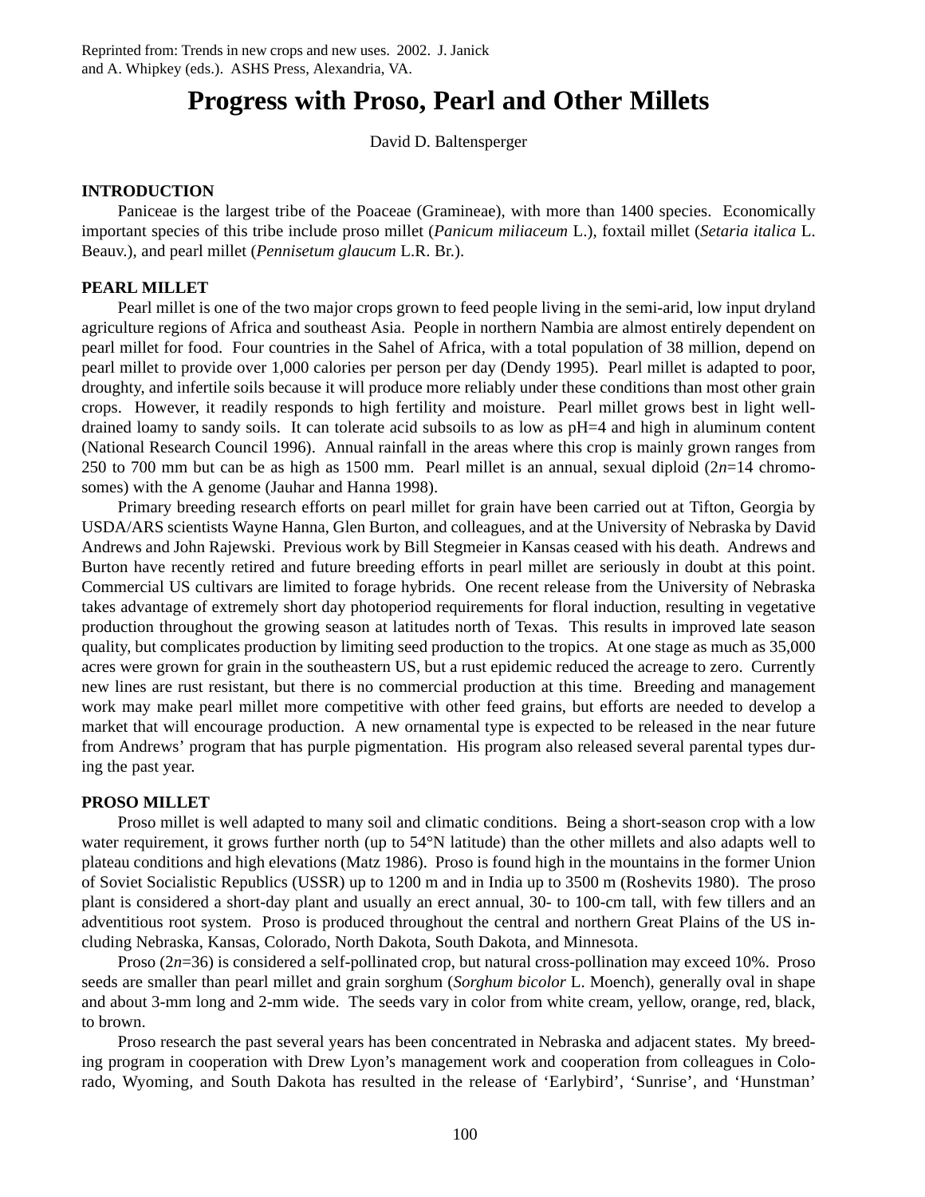Reprinted from: Trends in new crops and new uses. 2002. J. Janick and A. Whipkey (eds.). ASHS Press, Alexandria, VA.

# Progress with Proso, Pearl and Other Millets

David D. Baltensperger

## INTRODUCTION

Paniceae is the largest tribe of the Poaceae (Gramineae), with more than 1400 species. Economically important species of this tribe include proso millet (*Panicum miliaceum* L.), foxtail millet (*Setaria italica* L. Beauv.), and pearl millet (*Pennisetum glaucum* L.R. Br.).

## PEARL MILLET

Pearl millet is one of the two major crops grown to feed people living in the semi-arid, low input dryland agriculture regions of Africa and southeast Asia. People in northern Nambia are almost entirely dependent on pearl millet for food. Four countries in the Sahel of Africa, with a total population of 38 million, depend on pearl millet to provide over 1,000 calories per person per day (Dendy 1995). Pearl millet is adapted to poor, droughty, and infertile soils because it will produce more reliably under these conditions than most other grain crops. However, it readily responds to high fertility and moisture. Pearl millet grows best in light well-drained loamy to sandy soils. It can tolerate acid subsoils to as low as pH=4 and high in aluminum content (National Research Council 1996). Annual rainfall in the areas where this crop is mainly grown ranges from 250 to 700 mm but can be as high as 1500 mm. Pearl millet is an annual, sexual diploid ($2n$=14 chromosomes) with the A genome (Jauhar and Hanna 1998).

Primary breeding research efforts on pearl millet for grain have been carried out at Tifton, Georgia by USDA/ARS scientists Wayne Hanna, Glen Burton, and colleagues, and at the University of Nebraska by David Andrews and John Rajewski. Previous work by Bill Stegmeier in Kansas ceased with his death. Andrews and Burton have recently retired and future breeding efforts in pearl millet are seriously in doubt at this point. Commercial US cultivars are limited to forage hybrids. One recent release from the University of Nebraska takes advantage of extremely short day photoperiod requirements for floral induction, resulting in vegetative production throughout the growing season at latitudes north of Texas. This results in improved late season quality, but complicates production by limiting seed production to the tropics. At one stage as much as 35,000 acres were grown for grain in the southeastern US, but a rust epidemic reduced the acreage to zero. Currently new lines are rust resistant, but there is no commercial production at this time. Breeding and management work may make pearl millet more competitive with other feed grains, but efforts are needed to develop a market that will encourage production. A new ornamental type is expected to be released in the near future from Andrews' program that has purple pigmentation. His program also released several parental types during the past year.

## PROSO MILLET

Proso millet is well adapted to many soil and climatic conditions. Being a short-season crop with a low water requirement, it grows further north (up to 54°N latitude) than the other millets and also adapts well to plateau conditions and high elevations (Matz 1986). Proso is found high in the mountains in the former Union of Soviet Socialistic Republics (USSR) up to 1200 m and in India up to 3500 m (Roshevits 1980). The proso plant is considered a short-day plant and usually an erect annual, 30- to 100-cm tall, with few tillers and an adventitious root system. Proso is produced throughout the central and northern Great Plains of the US including Nebraska, Kansas, Colorado, North Dakota, South Dakota, and Minnesota.

Proso ($2n$=36) is considered a self-pollinated crop, but natural cross-pollination may exceed 10%. Proso seeds are smaller than pearl millet and grain sorghum (*Sorghum bicolor* L. Moench), generally oval in shape and about 3-mm long and 2-mm wide. The seeds vary in color from white cream, yellow, orange, red, black, to brown.

Proso research the past several years has been concentrated in Nebraska and adjacent states. My breeding program in cooperation with Drew Lyon's management work and cooperation from colleagues in Colorado, Wyoming, and South Dakota has resulted in the release of 'Earlybird', 'Sunrise', and 'Hunstman'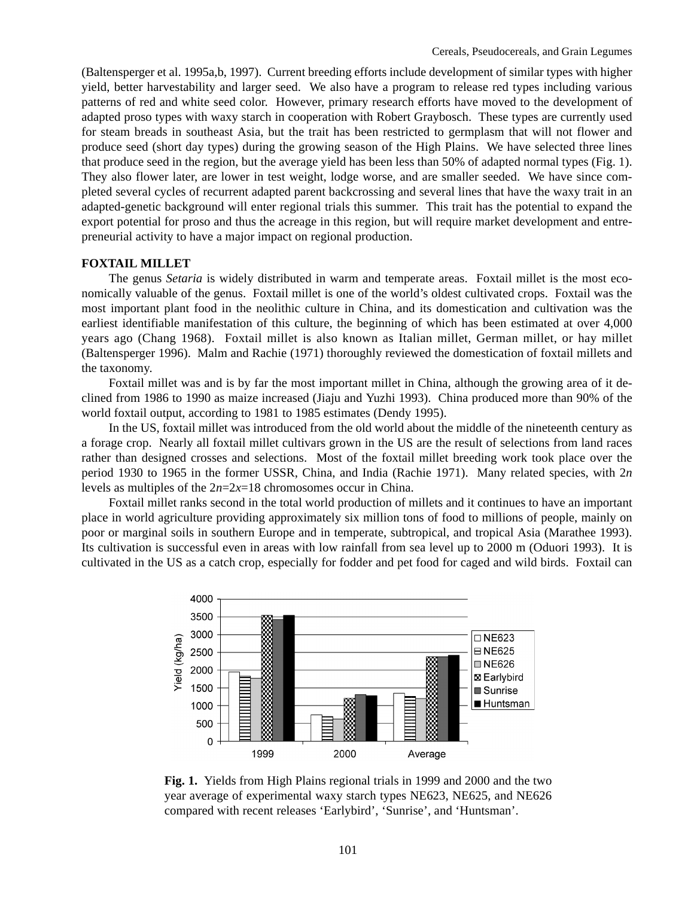(Baltensperger et al. 1995a,b, 1997). Current breeding efforts include development of similar types with higher yield, better harvestability and larger seed. We also have a program to release red types including various patterns of red and white seed color. However, primary research efforts have moved to the development of adapted proso types with waxy starch in cooperation with Robert Graybosch. These types are currently used for steam breads in southeast Asia, but the trait has been restricted to germplasm that will not flower and produce seed (short day types) during the growing season of the High Plains. We have selected three lines that produce seed in the region, but the average yield has been less than 50% of adapted normal types (Fig. 1). They also flower later, are lower in test weight, lodge worse, and are smaller seeded. We have since completed several cycles of recurrent adapted parent backcrossing and several lines that have the waxy trait in an adapted-genetic background will enter regional trials this summer. This trait has the potential to expand the export potential for proso and thus the acreage in this region, but will require market development and entrepreneurial activity to have a major impact on regional production.

## FOXTAIL MILLET

The genus *Setaria* is widely distributed in warm and temperate areas. Foxtail millet is the most economically valuable of the genus. Foxtail millet is one of the world's oldest cultivated crops. Foxtail was the most important plant food in the neolithic culture in China, and its domestication and cultivation was the earliest identifiable manifestation of this culture, the beginning of which has been estimated at over 4,000 years ago (Chang 1968). Foxtail millet is also known as Italian millet, German millet, or hay millet (Baltensperger 1996). Malm and Rachie (1971) thoroughly reviewed the domestication of foxtail millets and the taxonomy.

Foxtail millet was and is by far the most important millet in China, although the growing area of it declined from 1986 to 1990 as maize increased (Jiaju and Yuzhi 1993). China produced more than 90% of the world foxtail output, according to 1981 to 1985 estimates (Dendy 1995).

In the US, foxtail millet was introduced from the old world about the middle of the nineteenth century as a forage crop. Nearly all foxtail millet cultivars grown in the US are the result of selections from land races rather than designed crosses and selections. Most of the foxtail millet breeding work took place over the period 1930 to 1965 in the former USSR, China, and India (Rachie 1971). Many related species, with $2n$ levels as multiples of the $2n=2x=18$ chromosomes occur in China.

Foxtail millet ranks second in the total world production of millets and it continues to have an important place in world agriculture providing approximately six million tons of food to millions of people, mainly on poor or marginal soils in southern Europe and in temperate, subtropical, and tropical Asia (Marathee 1993). Its cultivation is successful even in areas with low rainfall from sea level up to 2000 m (Oduori 1993). It is cultivated in the US as a catch crop, especially for fodder and pet food for caged and wild birds. Foxtail can

**Fig. 1.** Yields from High Plains regional trials in 1999 and 2000 and the two year average of experimental waxy starch types NE623, NE625, and NE626 compared with recent releases 'Earlybird', 'Sunrise', and 'Huntsman'.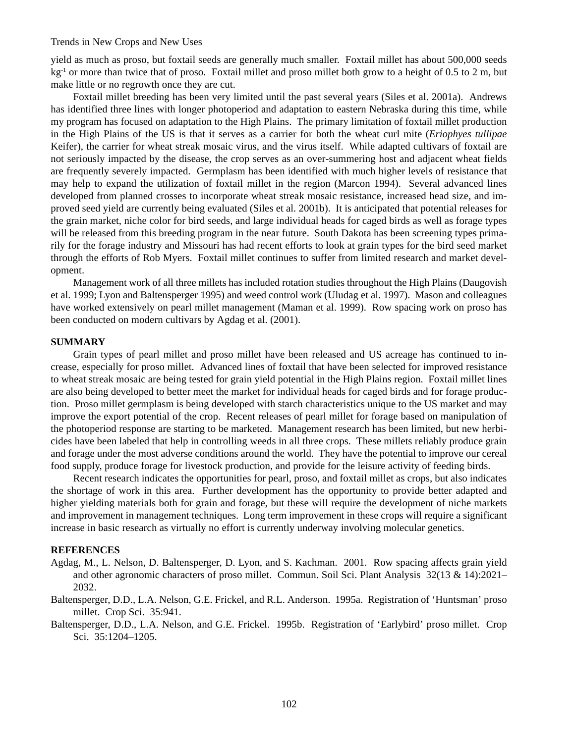yield as much as proso, but foxtail seeds are generally much smaller. Foxtail millet has about 500,000 seeds $kg^{-1}$ or more than twice that of proso. Foxtail millet and proso millet both grow to a height of 0.5 to 2 m, but make little or no regrowth once they are cut.

Foxtail millet breeding has been very limited until the past several years (Siles et al. 2001a). Andrews has identified three lines with longer photoperiod and adaptation to eastern Nebraska during this time, while my program has focused on adaptation to the High Plains. The primary limitation of foxtail millet production in the High Plains of the US is that it serves as a carrier for both the wheat curl mite (*Eriophyes tullipae* Keifer), the carrier for wheat streak mosaic virus, and the virus itself. While adapted cultivars of foxtail are not seriously impacted by the disease, the crop serves as an over-summering host and adjacent wheat fields are frequently severely impacted. Germplasm has been identified with much higher levels of resistance that may help to expand the utilization of foxtail millet in the region (Marcon 1994). Several advanced lines developed from planned crosses to incorporate wheat streak mosaic resistance, increased head size, and improved seed yield are currently being evaluated (Siles et al. 2001b). It is anticipated that potential releases for the grain market, niche color for bird seeds, and large individual heads for caged birds as well as forage types will be released from this breeding program in the near future. South Dakota has been screening types primarily for the forage industry and Missouri has had recent efforts to look at grain types for the bird seed market through the efforts of Rob Myers. Foxtail millet continues to suffer from limited research and market development.

Management work of all three millets has included rotation studies throughout the High Plains (Daugovish et al. 1999; Lyon and Baltensperger 1995) and weed control work (Uludag et al. 1997). Mason and colleagues have worked extensively on pearl millet management (Maman et al. 1999). Row spacing work on proso has been conducted on modern cultivars by Agdag et al. (2001).

## SUMMARY

Grain types of pearl millet and proso millet have been released and US acreage has continued to increase, especially for proso millet. Advanced lines of foxtail that have been selected for improved resistance to wheat streak mosaic are being tested for grain yield potential in the High Plains region. Foxtail millet lines are also being developed to better meet the market for individual heads for caged birds and for forage production. Proso millet germplasm is being developed with starch characteristics unique to the US market and may improve the export potential of the crop. Recent releases of pearl millet for forage based on manipulation of the photoperiod response are starting to be marketed. Management research has been limited, but new herbicides have been labeled that help in controlling weeds in all three crops. These millets reliably produce grain and forage under the most adverse conditions around the world. They have the potential to improve our cereal food supply, produce forage for livestock production, and provide for the leisure activity of feeding birds.

Recent research indicates the opportunities for pearl, proso, and foxtail millet as crops, but also indicates the shortage of work in this area. Further development has the opportunity to provide better adapted and higher yielding materials both for grain and forage, but these will require the development of niche markets and improvement in management techniques. Long term improvement in these crops will require a significant increase in basic research as virtually no effort is currently underway involving molecular genetics.

## REFERENCES

Agdag, M., L. Nelson, D. Baltensperger, D. Lyon, and S. Kachman. 2001. Row spacing affects grain yield and other agronomic characters of proso millet. Commun. Soil Sci. Plant Analysis 32(13 & 14):2021–2032.

Baltensperger, D.D., L.A. Nelson, G.E. Frickel, and R.L. Anderson. 1995a. Registration of 'Huntsman' proso millet. Crop Sci. 35:941.

Baltensperger, D.D., L.A. Nelson, and G.E. Frickel. 1995b. Registration of 'Earlybird' proso millet. Crop Sci. 35:1204–1205.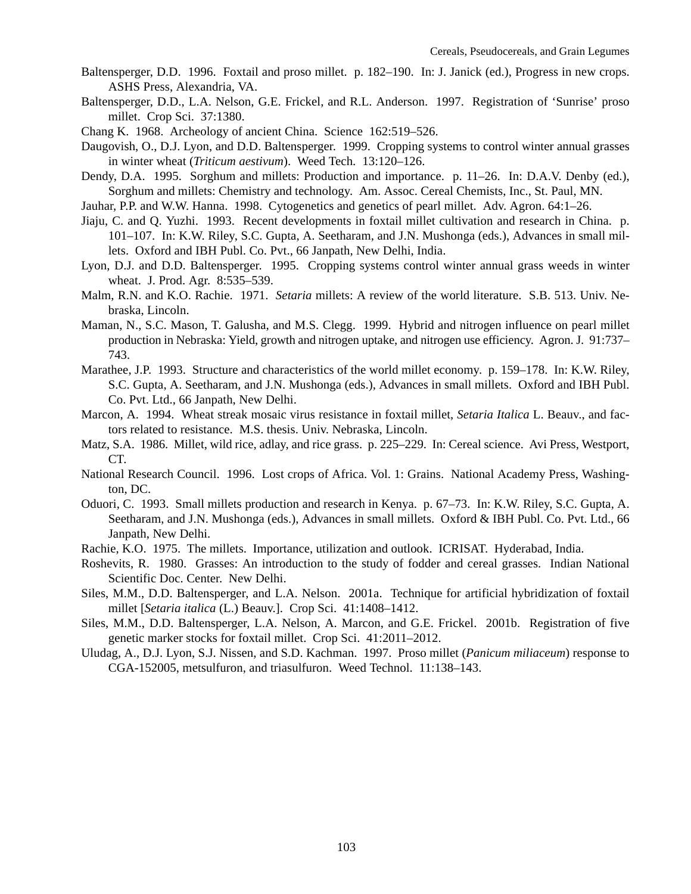Baltensperger, D.D. 1996. Foxtail and proso millet. p. 182–190. In: J. Janick (ed.), Progress in new crops. ASHS Press, Alexandria, VA.

Baltensperger, D.D., L.A. Nelson, G.E. Frickel, and R.L. Anderson. 1997. Registration of 'Sunrise' proso millet. Crop Sci. 37:1380.

Chang K. 1968. Archeology of ancient China. Science 162:519–526.

Daugovish, O., D.J. Lyon, and D.D. Baltensperger. 1999. Cropping systems to control winter annual grasses in winter wheat (*Triticum aestivum*). Weed Tech. 13:120–126.

Dendy, D.A. 1995. Sorghum and millets: Production and importance. p. 11–26. In: D.A.V. Denby (ed.), Sorghum and millets: Chemistry and technology. Am. Assoc. Cereal Chemists, Inc., St. Paul, MN.

Jauhar, P.P. and W.W. Hanna. 1998. Cytogenetics and genetics of pearl millet. Adv. Agron. 64:1–26.

Jiaju, C. and Q. Yuzhi. 1993. Recent developments in foxtail millet cultivation and research in China. p. 101–107. In: K.W. Riley, S.C. Gupta, A. Seetharam, and J.N. Mushonga (eds.), Advances in small millets. Oxford and IBH Publ. Co. Pvt., 66 Janpath, New Delhi, India.

Lyon, D.J. and D.D. Baltensperger. 1995. Cropping systems control winter annual grass weeds in winter wheat. J. Prod. Agr. 8:535–539.

Malm, R.N. and K.O. Rachie. 1971. *Setaria* millets: A review of the world literature. S.B. 513. Univ. Nebraska, Lincoln.

Maman, N., S.C. Mason, T. Galusha, and M.S. Clegg. 1999. Hybrid and nitrogen influence on pearl millet production in Nebraska: Yield, growth and nitrogen uptake, and nitrogen use efficiency. Agron. J. 91:737–743.

Marathee, J.P. 1993. Structure and characteristics of the world millet economy. p. 159–178. In: K.W. Riley, S.C. Gupta, A. Seetharam, and J.N. Mushonga (eds.), Advances in small millets. Oxford and IBH Publ. Co. Pvt. Ltd., 66 Janpath, New Delhi.

Marcon, A. 1994. Wheat streak mosaic virus resistance in foxtail millet, *Setaria Italica* L. Beauv., and factors related to resistance. M.S. thesis. Univ. Nebraska, Lincoln.

Matz, S.A. 1986. Millet, wild rice, adlay, and rice grass. p. 225–229. In: Cereal science. Avi Press, Westport, CT.

National Research Council. 1996. Lost crops of Africa. Vol. 1: Grains. National Academy Press, Washington, DC.

Oduori, C. 1993. Small millets production and research in Kenya. p. 67–73. In: K.W. Riley, S.C. Gupta, A. Seetharam, and J.N. Mushonga (eds.), Advances in small millets. Oxford & IBH Publ. Co. Pvt. Ltd., 66 Janpath, New Delhi.

Rachie, K.O. 1975. The millets. Importance, utilization and outlook. ICRISAT. Hyderabad, India.

Roshevits, R. 1980. Grasses: An introduction to the study of fodder and cereal grasses. Indian National Scientific Doc. Center. New Delhi.

Siles, M.M., D.D. Baltensperger, and L.A. Nelson. 2001a. Technique for artificial hybridization of foxtail millet [*Setaria italica* (L.) Beauv.]. Crop Sci. 41:1408–1412.

Siles, M.M., D.D. Baltensperger, L.A. Nelson, A. Marcon, and G.E. Frickel. 2001b. Registration of five genetic marker stocks for foxtail millet. Crop Sci. 41:2011–2012.

Uludag, A., D.J. Lyon, S.J. Nissen, and S.D. Kachman. 1997. Proso millet (*Panicum miliaceum*) response to CGA-152005, metsulfuron, and triasulfuron. Weed Technol. 11:138–143.